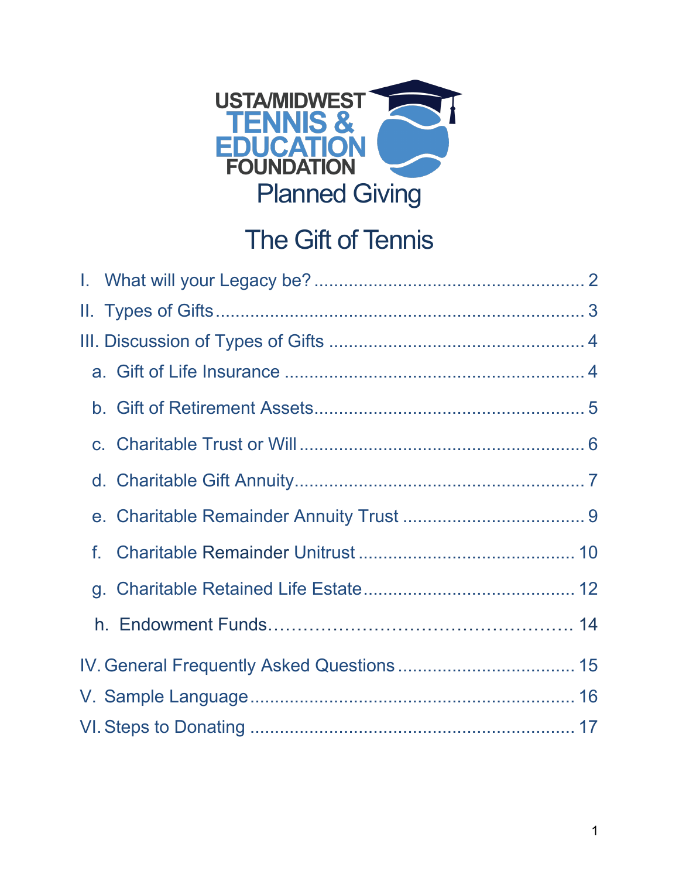USTA/MIDWEST
TENNIS &
EDUCATION
FOUNDATION

# Planned Giving

## The Gift of Tennis

I. What will your Legacy be? .................................................... 2

II. Types of Gifts ........................................................................ 3

III. Discussion of Types of Gifts .................................................... 4

a. Gift of Life Insurance ............................................................ 4

b. Gift of Retirement Assets ....................................................... 5

c. Charitable Trust or Will .......................................................... 6

d. Charitable Gift Annuity ........................................................... 7

e. Charitable Remainder Annuity Trust ...................................... 9

f. Charitable Remainder Unitrust ............................................. 10

g. Charitable Retained Life Estate ............................................ 12

h. Endowment Funds…………………………………………… 14

IV. General Frequently Asked Questions ................................... 15

V. Sample Language ................................................................ 16

VI. Steps to Donating ................................................................ 17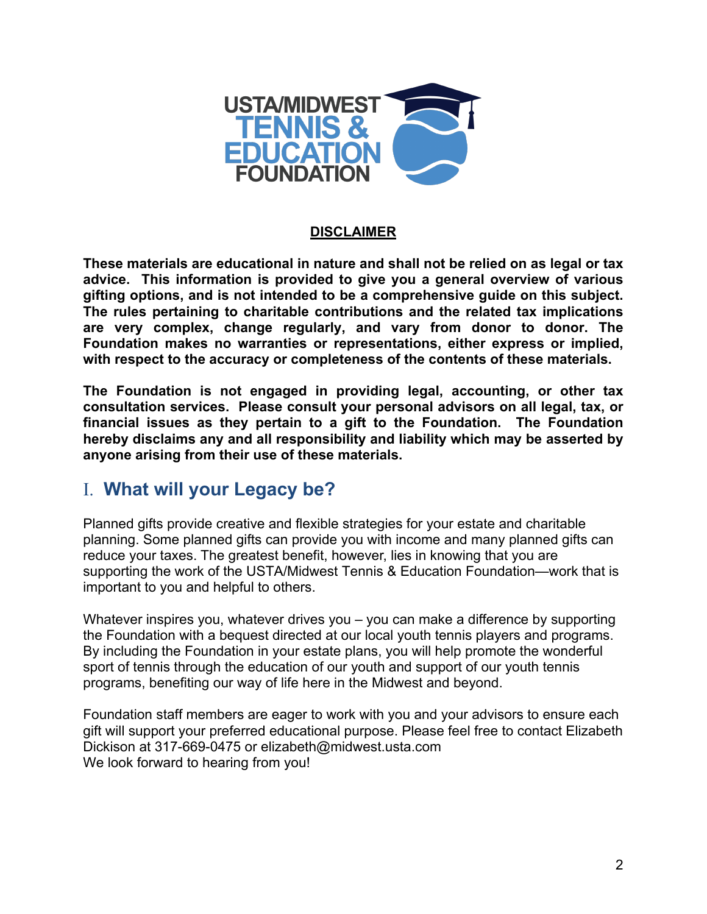USTA/MIDWEST TENNIS & EDUCATION FOUNDATION

**DISCLAIMER**

**These materials are educational in nature and shall not be relied on as legal or tax advice. This information is provided to give you a general overview of various gifting options, and is not intended to be a comprehensive guide on this subject. The rules pertaining to charitable contributions and the related tax implications are very complex, change regularly, and vary from donor to donor. The Foundation makes no warranties or representations, either express or implied, with respect to the accuracy or completeness of the contents of these materials.**

**The Foundation is not engaged in providing legal, accounting, or other tax consultation services. Please consult your personal advisors on all legal, tax, or financial issues as they pertain to a gift to the Foundation. The Foundation hereby disclaims any and all responsibility and liability which may be asserted by anyone arising from their use of these materials.**

## I. What will your Legacy be?

Planned gifts provide creative and flexible strategies for your estate and charitable planning. Some planned gifts can provide you with income and many planned gifts can reduce your taxes. The greatest benefit, however, lies in knowing that you are supporting the work of the USTA/Midwest Tennis & Education Foundation—work that is important to you and helpful to others.

Whatever inspires you, whatever drives you – you can make a difference by supporting the Foundation with a bequest directed at our local youth tennis players and programs. By including the Foundation in your estate plans, you will help promote the wonderful sport of tennis through the education of our youth and support of our youth tennis programs, benefiting our way of life here in the Midwest and beyond.

Foundation staff members are eager to work with you and your advisors to ensure each gift will support your preferred educational purpose. Please feel free to contact Elizabeth Dickison at 317-669-0475 or elizabeth@midwest.usta.com
We look forward to hearing from you!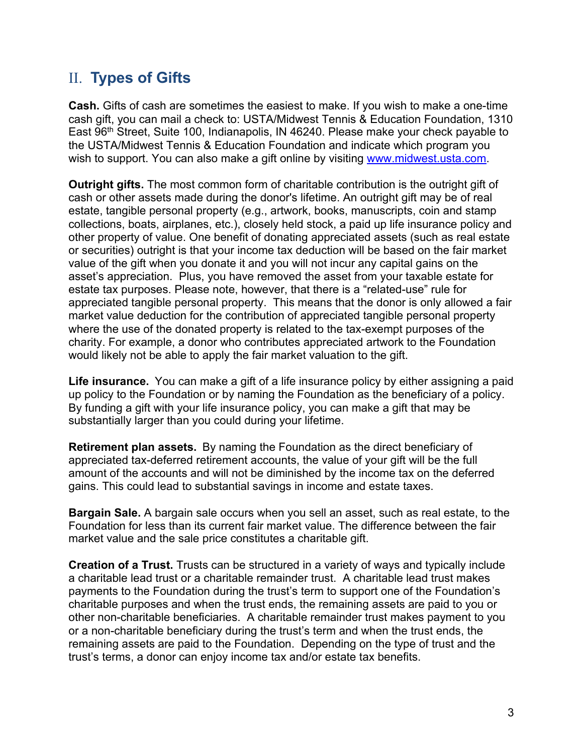## II. Types of Gifts

**Cash.** Gifts of cash are sometimes the easiest to make. If you wish to make a one-time cash gift, you can mail a check to: USTA/Midwest Tennis & Education Foundation, 1310 East 96th Street, Suite 100, Indianapolis, IN 46240. Please make your check payable to the USTA/Midwest Tennis & Education Foundation and indicate which program you wish to support. You can also make a gift online by visiting [www.midwest.usta.com](http://www.midwest.usta.com).

**Outright gifts.** The most common form of charitable contribution is the outright gift of cash or other assets made during the donor's lifetime. An outright gift may be of real estate, tangible personal property (e.g., artwork, books, manuscripts, coin and stamp collections, boats, airplanes, etc.), closely held stock, a paid up life insurance policy and other property of value. One benefit of donating appreciated assets (such as real estate or securities) outright is that your income tax deduction will be based on the fair market value of the gift when you donate it and you will not incur any capital gains on the asset's appreciation. Plus, you have removed the asset from your taxable estate for estate tax purposes. Please note, however, that there is a "related-use" rule for appreciated tangible personal property. This means that the donor is only allowed a fair market value deduction for the contribution of appreciated tangible personal property where the use of the donated property is related to the tax-exempt purposes of the charity. For example, a donor who contributes appreciated artwork to the Foundation would likely not be able to apply the fair market valuation to the gift.

**Life insurance.** You can make a gift of a life insurance policy by either assigning a paid up policy to the Foundation or by naming the Foundation as the beneficiary of a policy. By funding a gift with your life insurance policy, you can make a gift that may be substantially larger than you could during your lifetime.

**Retirement plan assets.** By naming the Foundation as the direct beneficiary of appreciated tax-deferred retirement accounts, the value of your gift will be the full amount of the accounts and will not be diminished by the income tax on the deferred gains. This could lead to substantial savings in income and estate taxes.

**Bargain Sale.** A bargain sale occurs when you sell an asset, such as real estate, to the Foundation for less than its current fair market value. The difference between the fair market value and the sale price constitutes a charitable gift.

**Creation of a Trust.** Trusts can be structured in a variety of ways and typically include a charitable lead trust or a charitable remainder trust. A charitable lead trust makes payments to the Foundation during the trust's term to support one of the Foundation's charitable purposes and when the trust ends, the remaining assets are paid to you or other non-charitable beneficiaries. A charitable remainder trust makes payment to you or a non-charitable beneficiary during the trust's term and when the trust ends, the remaining assets are paid to the Foundation. Depending on the type of trust and the trust's terms, a donor can enjoy income tax and/or estate tax benefits.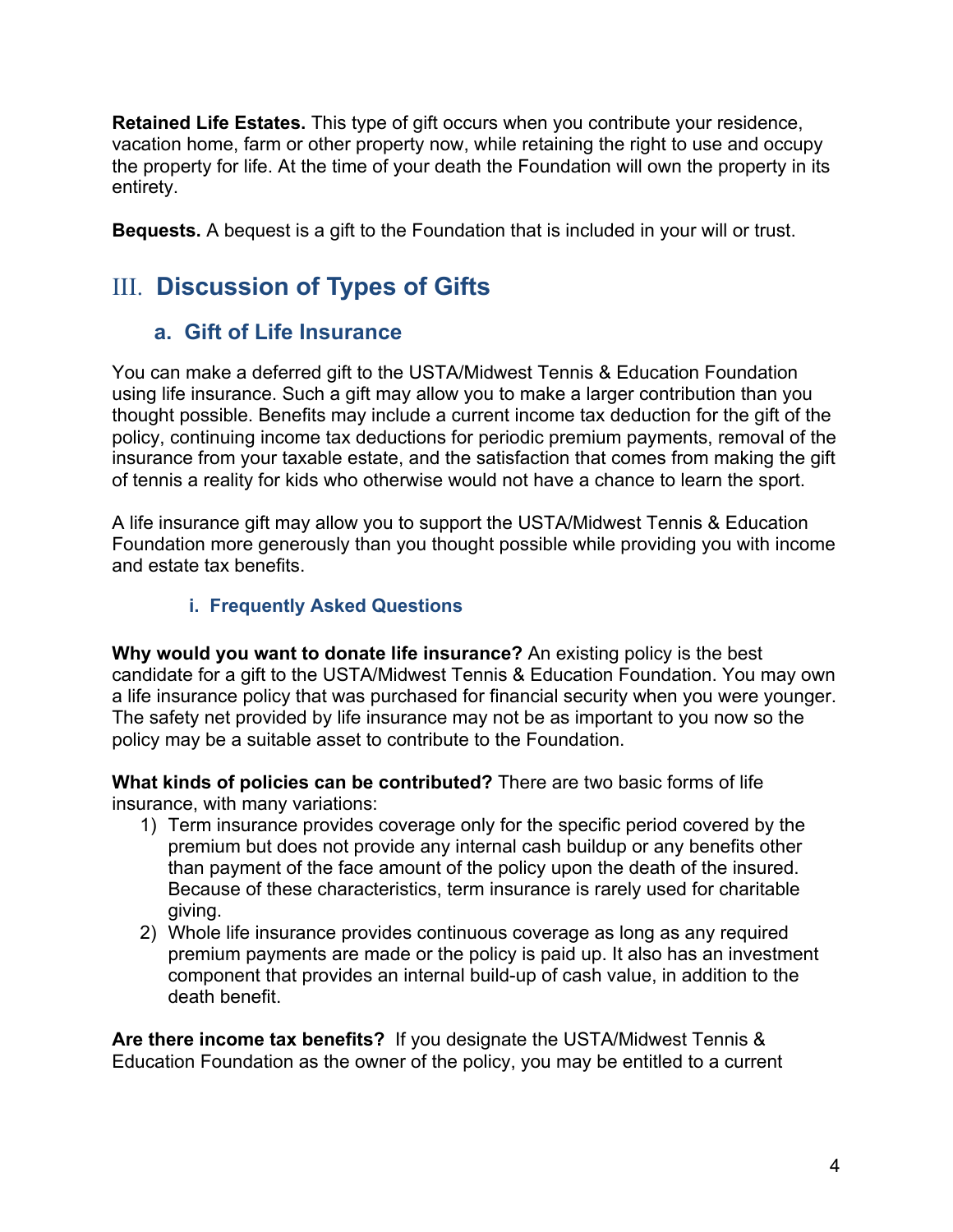**Retained Life Estates.** This type of gift occurs when you contribute your residence, vacation home, farm or other property now, while retaining the right to use and occupy the property for life. At the time of your death the Foundation will own the property in its entirety.

**Bequests.** A bequest is a gift to the Foundation that is included in your will or trust.

## III. Discussion of Types of Gifts

### a. Gift of Life Insurance

You can make a deferred gift to the USTA/Midwest Tennis & Education Foundation using life insurance. Such a gift may allow you to make a larger contribution than you thought possible. Benefits may include a current income tax deduction for the gift of the policy, continuing income tax deductions for periodic premium payments, removal of the insurance from your taxable estate, and the satisfaction that comes from making the gift of tennis a reality for kids who otherwise would not have a chance to learn the sport.

A life insurance gift may allow you to support the USTA/Midwest Tennis & Education Foundation more generously than you thought possible while providing you with income and estate tax benefits.

#### i. Frequently Asked Questions

**Why would you want to donate life insurance?** An existing policy is the best candidate for a gift to the USTA/Midwest Tennis & Education Foundation. You may own a life insurance policy that was purchased for financial security when you were younger. The safety net provided by life insurance may not be as important to you now so the policy may be a suitable asset to contribute to the Foundation.

**What kinds of policies can be contributed?** There are two basic forms of life insurance, with many variations:

1) Term insurance provides coverage only for the specific period covered by the premium but does not provide any internal cash buildup or any benefits other than payment of the face amount of the policy upon the death of the insured. Because of these characteristics, term insurance is rarely used for charitable giving.
2) Whole life insurance provides continuous coverage as long as any required premium payments are made or the policy is paid up. It also has an investment component that provides an internal build-up of cash value, in addition to the death benefit.

**Are there income tax benefits?** If you designate the USTA/Midwest Tennis & Education Foundation as the owner of the policy, you may be entitled to a current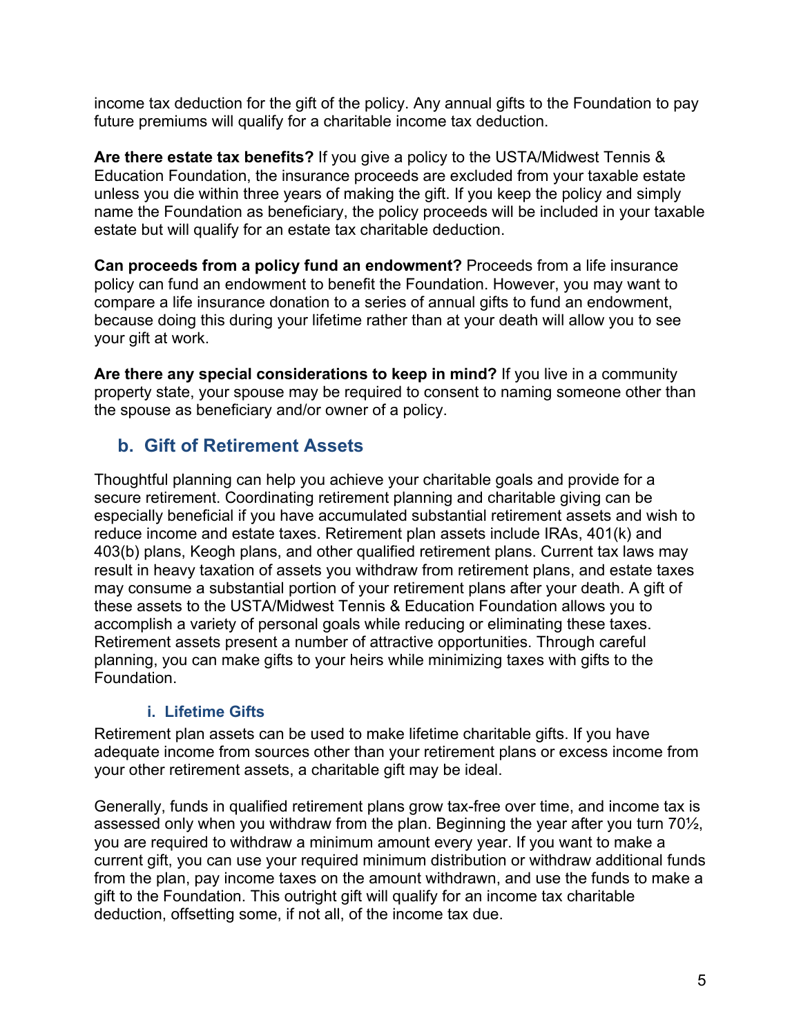income tax deduction for the gift of the policy. Any annual gifts to the Foundation to pay future premiums will qualify for a charitable income tax deduction.

**Are there estate tax benefits?** If you give a policy to the USTA/Midwest Tennis & Education Foundation, the insurance proceeds are excluded from your taxable estate unless you die within three years of making the gift. If you keep the policy and simply name the Foundation as beneficiary, the policy proceeds will be included in your taxable estate but will qualify for an estate tax charitable deduction.

**Can proceeds from a policy fund an endowment?** Proceeds from a life insurance policy can fund an endowment to benefit the Foundation. However, you may want to compare a life insurance donation to a series of annual gifts to fund an endowment, because doing this during your lifetime rather than at your death will allow you to see your gift at work.

**Are there any special considerations to keep in mind?** If you live in a community property state, your spouse may be required to consent to naming someone other than the spouse as beneficiary and/or owner of a policy.

## b. Gift of Retirement Assets

Thoughtful planning can help you achieve your charitable goals and provide for a secure retirement. Coordinating retirement planning and charitable giving can be especially beneficial if you have accumulated substantial retirement assets and wish to reduce income and estate taxes. Retirement plan assets include IRAs, 401(k) and 403(b) plans, Keogh plans, and other qualified retirement plans. Current tax laws may result in heavy taxation of assets you withdraw from retirement plans, and estate taxes may consume a substantial portion of your retirement plans after your death. A gift of these assets to the USTA/Midwest Tennis & Education Foundation allows you to accomplish a variety of personal goals while reducing or eliminating these taxes. Retirement assets present a number of attractive opportunities. Through careful planning, you can make gifts to your heirs while minimizing taxes with gifts to the Foundation.

### i. Lifetime Gifts

Retirement plan assets can be used to make lifetime charitable gifts. If you have adequate income from sources other than your retirement plans or excess income from your other retirement assets, a charitable gift may be ideal.

Generally, funds in qualified retirement plans grow tax-free over time, and income tax is assessed only when you withdraw from the plan. Beginning the year after you turn 70½, you are required to withdraw a minimum amount every year. If you want to make a current gift, you can use your required minimum distribution or withdraw additional funds from the plan, pay income taxes on the amount withdrawn, and use the funds to make a gift to the Foundation. This outright gift will qualify for an income tax charitable deduction, offsetting some, if not all, of the income tax due.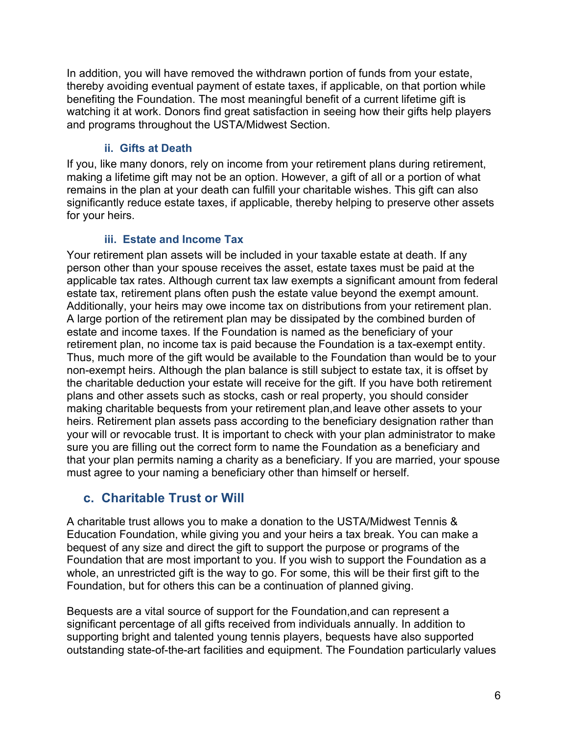In addition, you will have removed the withdrawn portion of funds from your estate, thereby avoiding eventual payment of estate taxes, if applicable, on that portion while benefiting the Foundation. The most meaningful benefit of a current lifetime gift is watching it at work. Donors find great satisfaction in seeing how their gifts help players and programs throughout the USTA/Midwest Section.

#### ii. Gifts at Death

If you, like many donors, rely on income from your retirement plans during retirement, making a lifetime gift may not be an option. However, a gift of all or a portion of what remains in the plan at your death can fulfill your charitable wishes. This gift can also significantly reduce estate taxes, if applicable, thereby helping to preserve other assets for your heirs.

#### iii. Estate and Income Tax

Your retirement plan assets will be included in your taxable estate at death. If any person other than your spouse receives the asset, estate taxes must be paid at the applicable tax rates. Although current tax law exempts a significant amount from federal estate tax, retirement plans often push the estate value beyond the exempt amount. Additionally, your heirs may owe income tax on distributions from your retirement plan. A large portion of the retirement plan may be dissipated by the combined burden of estate and income taxes. If the Foundation is named as the beneficiary of your retirement plan, no income tax is paid because the Foundation is a tax-exempt entity. Thus, much more of the gift would be available to the Foundation than would be to your non-exempt heirs. Although the plan balance is still subject to estate tax, it is offset by the charitable deduction your estate will receive for the gift. If you have both retirement plans and other assets such as stocks, cash or real property, you should consider making charitable bequests from your retirement plan,and leave other assets to your heirs. Retirement plan assets pass according to the beneficiary designation rather than your will or revocable trust. It is important to check with your plan administrator to make sure you are filling out the correct form to name the Foundation as a beneficiary and that your plan permits naming a charity as a beneficiary. If you are married, your spouse must agree to your naming a beneficiary other than himself or herself.

### c. Charitable Trust or Will

A charitable trust allows you to make a donation to the USTA/Midwest Tennis & Education Foundation, while giving you and your heirs a tax break. You can make a bequest of any size and direct the gift to support the purpose or programs of the Foundation that are most important to you. If you wish to support the Foundation as a whole, an unrestricted gift is the way to go. For some, this will be their first gift to the Foundation, but for others this can be a continuation of planned giving.

Bequests are a vital source of support for the Foundation,and can represent a significant percentage of all gifts received from individuals annually. In addition to supporting bright and talented young tennis players, bequests have also supported outstanding state-of-the-art facilities and equipment. The Foundation particularly values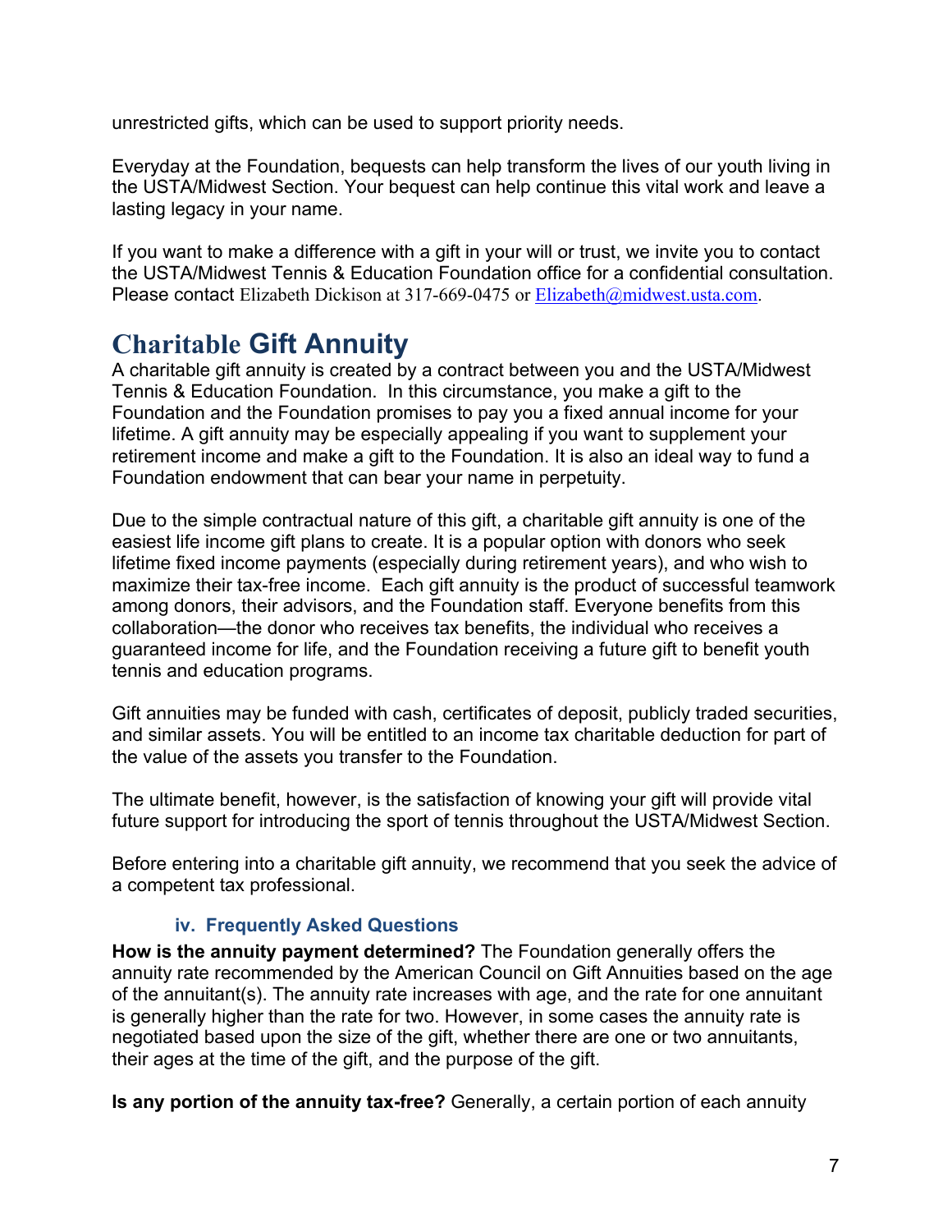unrestricted gifts, which can be used to support priority needs.

Everyday at the Foundation, bequests can help transform the lives of our youth living in the USTA/Midwest Section. Your bequest can help continue this vital work and leave a lasting legacy in your name.

If you want to make a difference with a gift in your will or trust, we invite you to contact the USTA/Midwest Tennis & Education Foundation office for a confidential consultation. Please contact Elizabeth Dickison at 317-669-0475 or Elizabeth@midwest.usta.com.

# Charitable Gift Annuity

A charitable gift annuity is created by a contract between you and the USTA/Midwest Tennis & Education Foundation. In this circumstance, you make a gift to the Foundation and the Foundation promises to pay you a fixed annual income for your lifetime. A gift annuity may be especially appealing if you want to supplement your retirement income and make a gift to the Foundation. It is also an ideal way to fund a Foundation endowment that can bear your name in perpetuity.

Due to the simple contractual nature of this gift, a charitable gift annuity is one of the easiest life income gift plans to create. It is a popular option with donors who seek lifetime fixed income payments (especially during retirement years), and who wish to maximize their tax-free income. Each gift annuity is the product of successful teamwork among donors, their advisors, and the Foundation staff. Everyone benefits from this collaboration—the donor who receives tax benefits, the individual who receives a guaranteed income for life, and the Foundation receiving a future gift to benefit youth tennis and education programs.

Gift annuities may be funded with cash, certificates of deposit, publicly traded securities, and similar assets. You will be entitled to an income tax charitable deduction for part of the value of the assets you transfer to the Foundation.

The ultimate benefit, however, is the satisfaction of knowing your gift will provide vital future support for introducing the sport of tennis throughout the USTA/Midwest Section.

Before entering into a charitable gift annuity, we recommend that you seek the advice of a competent tax professional.

### iv. Frequently Asked Questions

**How is the annuity payment determined?** The Foundation generally offers the annuity rate recommended by the American Council on Gift Annuities based on the age of the annuitant(s). The annuity rate increases with age, and the rate for one annuitant is generally higher than the rate for two. However, in some cases the annuity rate is negotiated based upon the size of the gift, whether there are one or two annuitants, their ages at the time of the gift, and the purpose of the gift.

**Is any portion of the annuity tax-free?** Generally, a certain portion of each annuity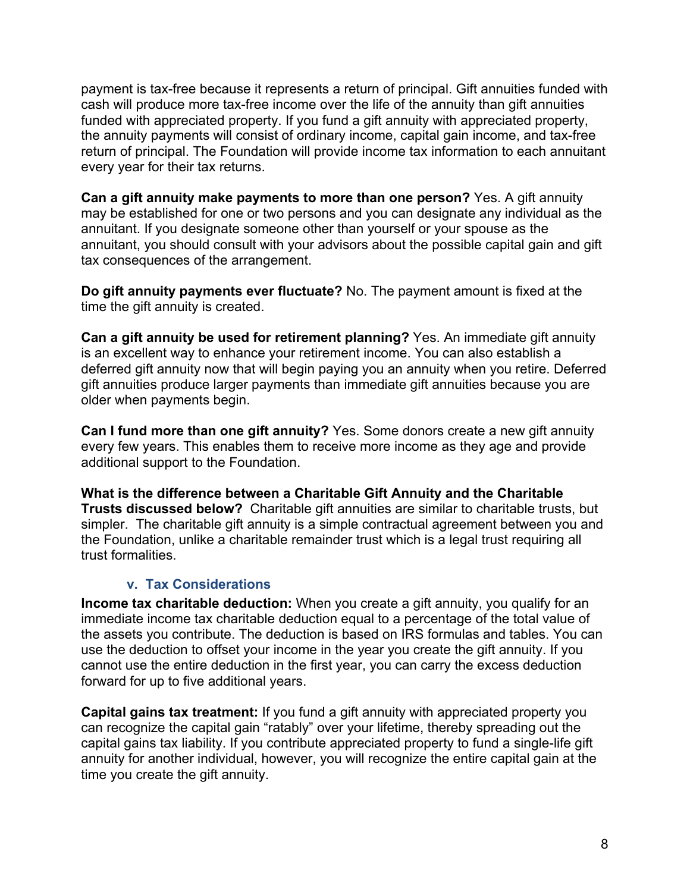payment is tax-free because it represents a return of principal. Gift annuities funded with cash will produce more tax-free income over the life of the annuity than gift annuities funded with appreciated property. If you fund a gift annuity with appreciated property, the annuity payments will consist of ordinary income, capital gain income, and tax-free return of principal. The Foundation will provide income tax information to each annuitant every year for their tax returns.

**Can a gift annuity make payments to more than one person?** Yes. A gift annuity may be established for one or two persons and you can designate any individual as the annuitant. If you designate someone other than yourself or your spouse as the annuitant, you should consult with your advisors about the possible capital gain and gift tax consequences of the arrangement.

**Do gift annuity payments ever fluctuate?** No. The payment amount is fixed at the time the gift annuity is created.

**Can a gift annuity be used for retirement planning?** Yes. An immediate gift annuity is an excellent way to enhance your retirement income. You can also establish a deferred gift annuity now that will begin paying you an annuity when you retire. Deferred gift annuities produce larger payments than immediate gift annuities because you are older when payments begin.

**Can I fund more than one gift annuity?** Yes. Some donors create a new gift annuity every few years. This enables them to receive more income as they age and provide additional support to the Foundation.

**What is the difference between a Charitable Gift Annuity and the Charitable Trusts discussed below?** Charitable gift annuities are similar to charitable trusts, but simpler. The charitable gift annuity is a simple contractual agreement between you and the Foundation, unlike a charitable remainder trust which is a legal trust requiring all trust formalities.

### v. Tax Considerations

**Income tax charitable deduction:** When you create a gift annuity, you qualify for an immediate income tax charitable deduction equal to a percentage of the total value of the assets you contribute. The deduction is based on IRS formulas and tables. You can use the deduction to offset your income in the year you create the gift annuity. If you cannot use the entire deduction in the first year, you can carry the excess deduction forward for up to five additional years.

**Capital gains tax treatment:** If you fund a gift annuity with appreciated property you can recognize the capital gain "ratably" over your lifetime, thereby spreading out the capital gains tax liability. If you contribute appreciated property to fund a single-life gift annuity for another individual, however, you will recognize the entire capital gain at the time you create the gift annuity.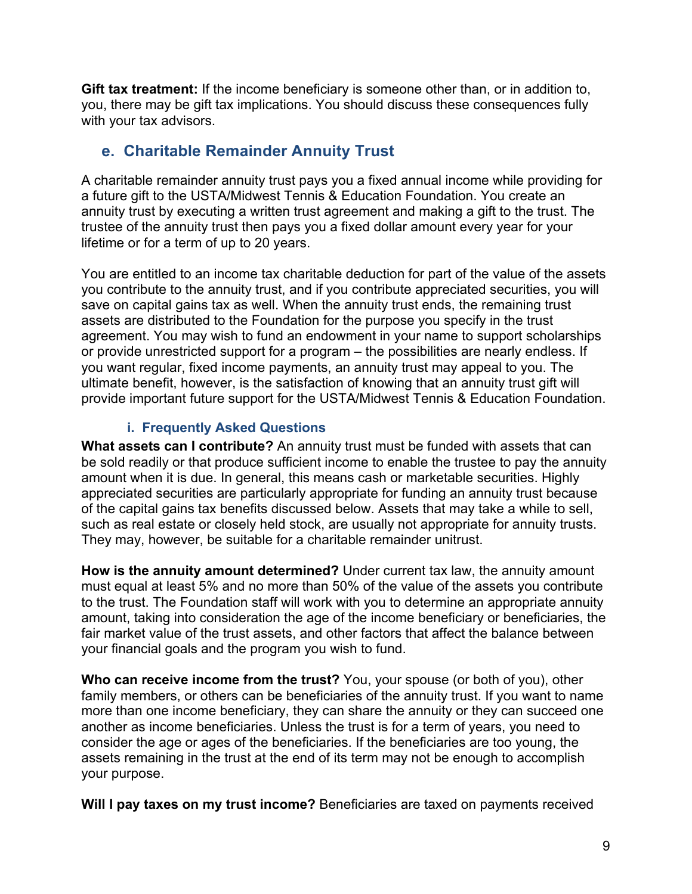**Gift tax treatment:** If the income beneficiary is someone other than, or in addition to, you, there may be gift tax implications. You should discuss these consequences fully with your tax advisors.

## e. Charitable Remainder Annuity Trust

A charitable remainder annuity trust pays you a fixed annual income while providing for a future gift to the USTA/Midwest Tennis & Education Foundation. You create an annuity trust by executing a written trust agreement and making a gift to the trust. The trustee of the annuity trust then pays you a fixed dollar amount every year for your lifetime or for a term of up to 20 years.

You are entitled to an income tax charitable deduction for part of the value of the assets you contribute to the annuity trust, and if you contribute appreciated securities, you will save on capital gains tax as well. When the annuity trust ends, the remaining trust assets are distributed to the Foundation for the purpose you specify in the trust agreement. You may wish to fund an endowment in your name to support scholarships or provide unrestricted support for a program – the possibilities are nearly endless. If you want regular, fixed income payments, an annuity trust may appeal to you. The ultimate benefit, however, is the satisfaction of knowing that an annuity trust gift will provide important future support for the USTA/Midwest Tennis & Education Foundation.

### i. Frequently Asked Questions

**What assets can I contribute?** An annuity trust must be funded with assets that can be sold readily or that produce sufficient income to enable the trustee to pay the annuity amount when it is due. In general, this means cash or marketable securities. Highly appreciated securities are particularly appropriate for funding an annuity trust because of the capital gains tax benefits discussed below. Assets that may take a while to sell, such as real estate or closely held stock, are usually not appropriate for annuity trusts. They may, however, be suitable for a charitable remainder unitrust.

**How is the annuity amount determined?** Under current tax law, the annuity amount must equal at least 5% and no more than 50% of the value of the assets you contribute to the trust. The Foundation staff will work with you to determine an appropriate annuity amount, taking into consideration the age of the income beneficiary or beneficiaries, the fair market value of the trust assets, and other factors that affect the balance between your financial goals and the program you wish to fund.

**Who can receive income from the trust?** You, your spouse (or both of you), other family members, or others can be beneficiaries of the annuity trust. If you want to name more than one income beneficiary, they can share the annuity or they can succeed one another as income beneficiaries. Unless the trust is for a term of years, you need to consider the age or ages of the beneficiaries. If the beneficiaries are too young, the assets remaining in the trust at the end of its term may not be enough to accomplish your purpose.

**Will I pay taxes on my trust income?** Beneficiaries are taxed on payments received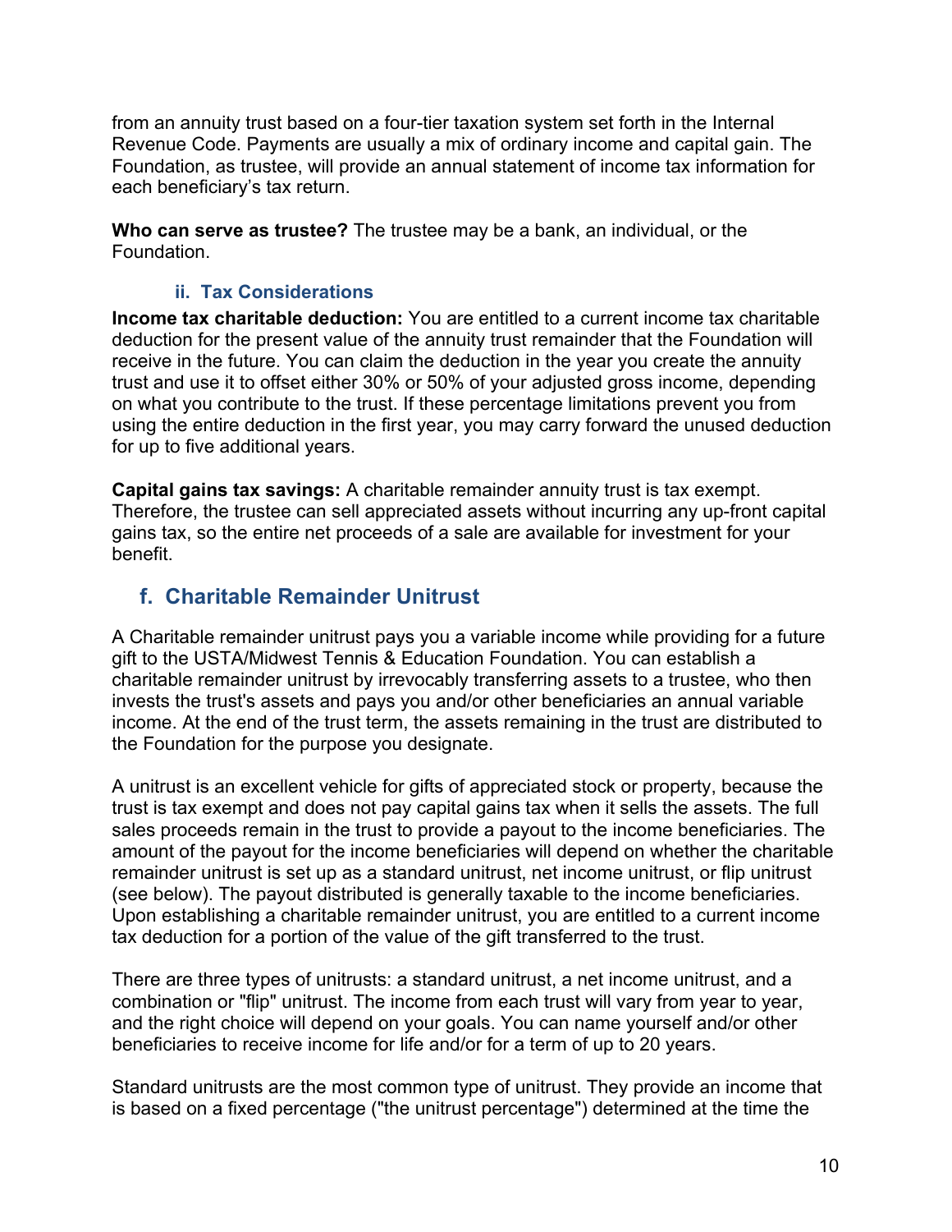from an annuity trust based on a four-tier taxation system set forth in the Internal Revenue Code. Payments are usually a mix of ordinary income and capital gain. The Foundation, as trustee, will provide an annual statement of income tax information for each beneficiary's tax return.

**Who can serve as trustee?** The trustee may be a bank, an individual, or the Foundation.

#### ii. Tax Considerations

**Income tax charitable deduction:** You are entitled to a current income tax charitable deduction for the present value of the annuity trust remainder that the Foundation will receive in the future. You can claim the deduction in the year you create the annuity trust and use it to offset either 30% or 50% of your adjusted gross income, depending on what you contribute to the trust. If these percentage limitations prevent you from using the entire deduction in the first year, you may carry forward the unused deduction for up to five additional years.

**Capital gains tax savings:** A charitable remainder annuity trust is tax exempt. Therefore, the trustee can sell appreciated assets without incurring any up-front capital gains tax, so the entire net proceeds of a sale are available for investment for your benefit.

### f. Charitable Remainder Unitrust

A Charitable remainder unitrust pays you a variable income while providing for a future gift to the USTA/Midwest Tennis & Education Foundation. You can establish a charitable remainder unitrust by irrevocably transferring assets to a trustee, who then invests the trust's assets and pays you and/or other beneficiaries an annual variable income. At the end of the trust term, the assets remaining in the trust are distributed to the Foundation for the purpose you designate.

A unitrust is an excellent vehicle for gifts of appreciated stock or property, because the trust is tax exempt and does not pay capital gains tax when it sells the assets. The full sales proceeds remain in the trust to provide a payout to the income beneficiaries. The amount of the payout for the income beneficiaries will depend on whether the charitable remainder unitrust is set up as a standard unitrust, net income unitrust, or flip unitrust (see below). The payout distributed is generally taxable to the income beneficiaries. Upon establishing a charitable remainder unitrust, you are entitled to a current income tax deduction for a portion of the value of the gift transferred to the trust.

There are three types of unitrusts: a standard unitrust, a net income unitrust, and a combination or "flip" unitrust. The income from each trust will vary from year to year, and the right choice will depend on your goals. You can name yourself and/or other beneficiaries to receive income for life and/or for a term of up to 20 years.

Standard unitrusts are the most common type of unitrust. They provide an income that is based on a fixed percentage ("the unitrust percentage") determined at the time the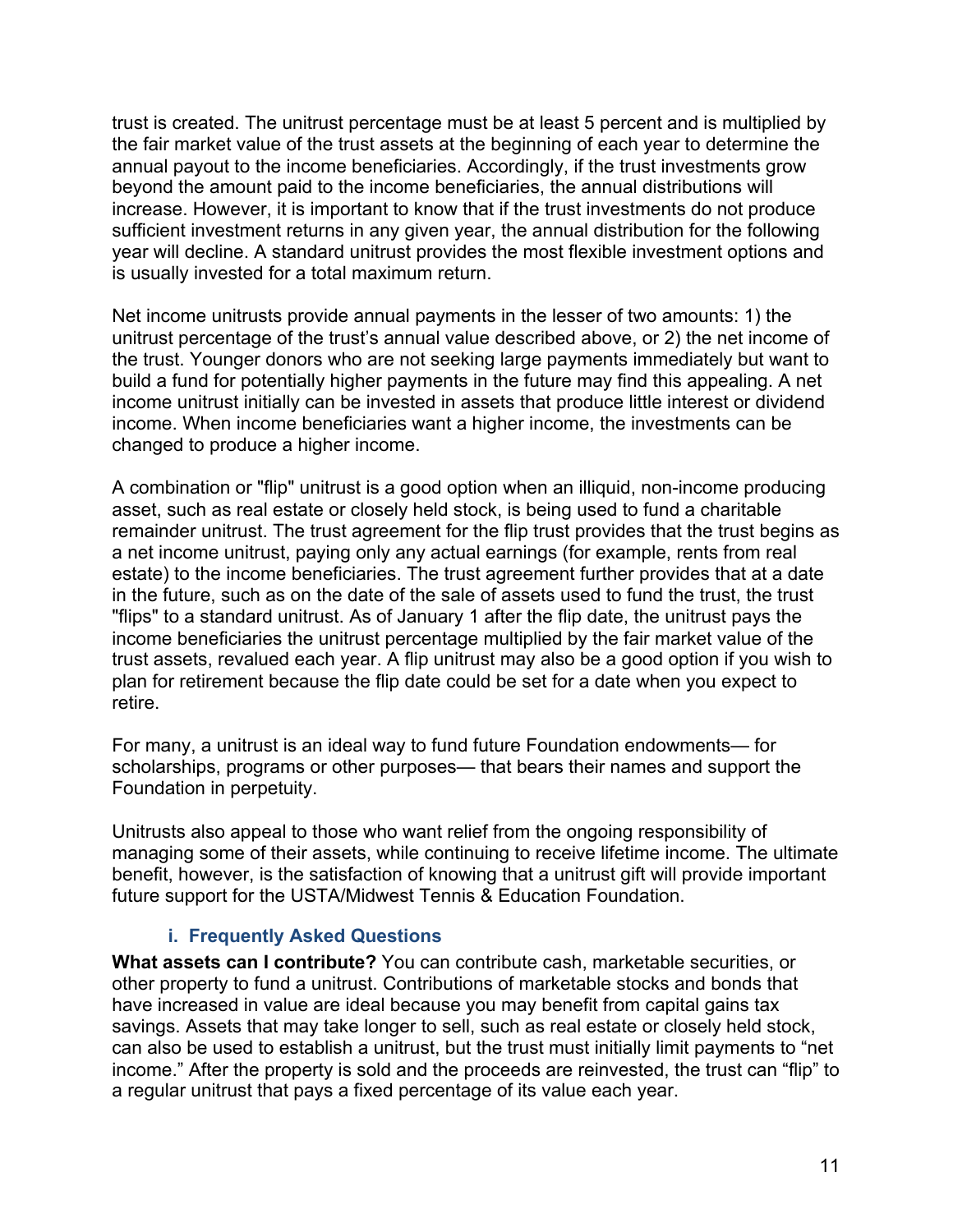trust is created. The unitrust percentage must be at least 5 percent and is multiplied by the fair market value of the trust assets at the beginning of each year to determine the annual payout to the income beneficiaries. Accordingly, if the trust investments grow beyond the amount paid to the income beneficiaries, the annual distributions will increase. However, it is important to know that if the trust investments do not produce sufficient investment returns in any given year, the annual distribution for the following year will decline. A standard unitrust provides the most flexible investment options and is usually invested for a total maximum return.

Net income unitrusts provide annual payments in the lesser of two amounts: 1) the unitrust percentage of the trust's annual value described above, or 2) the net income of the trust. Younger donors who are not seeking large payments immediately but want to build a fund for potentially higher payments in the future may find this appealing. A net income unitrust initially can be invested in assets that produce little interest or dividend income. When income beneficiaries want a higher income, the investments can be changed to produce a higher income.

A combination or "flip" unitrust is a good option when an illiquid, non-income producing asset, such as real estate or closely held stock, is being used to fund a charitable remainder unitrust. The trust agreement for the flip trust provides that the trust begins as a net income unitrust, paying only any actual earnings (for example, rents from real estate) to the income beneficiaries. The trust agreement further provides that at a date in the future, such as on the date of the sale of assets used to fund the trust, the trust "flips" to a standard unitrust. As of January 1 after the flip date, the unitrust pays the income beneficiaries the unitrust percentage multiplied by the fair market value of the trust assets, revalued each year. A flip unitrust may also be a good option if you wish to plan for retirement because the flip date could be set for a date when you expect to retire.

For many, a unitrust is an ideal way to fund future Foundation endowments— for scholarships, programs or other purposes— that bears their names and support the Foundation in perpetuity.

Unitrusts also appeal to those who want relief from the ongoing responsibility of managing some of their assets, while continuing to receive lifetime income. The ultimate benefit, however, is the satisfaction of knowing that a unitrust gift will provide important future support for the USTA/Midwest Tennis & Education Foundation.

#### i. Frequently Asked Questions

**What assets can I contribute?** You can contribute cash, marketable securities, or other property to fund a unitrust. Contributions of marketable stocks and bonds that have increased in value are ideal because you may benefit from capital gains tax savings. Assets that may take longer to sell, such as real estate or closely held stock, can also be used to establish a unitrust, but the trust must initially limit payments to "net income." After the property is sold and the proceeds are reinvested, the trust can "flip" to a regular unitrust that pays a fixed percentage of its value each year.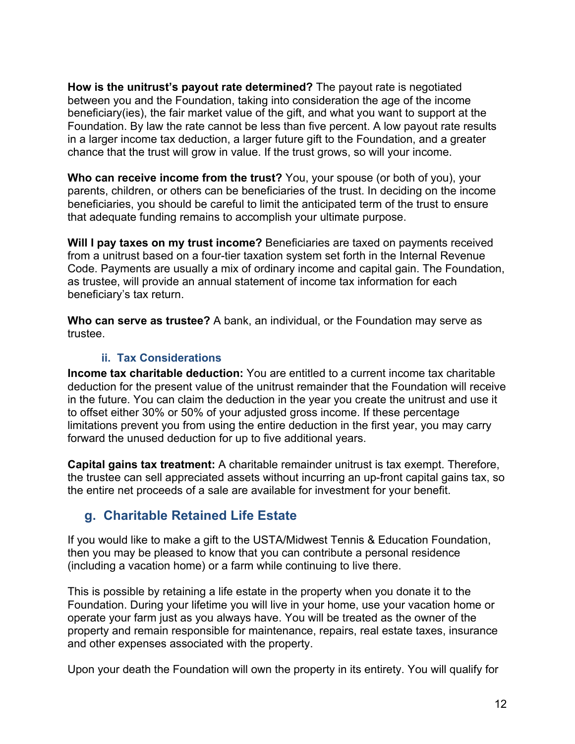**How is the unitrust's payout rate determined?** The payout rate is negotiated between you and the Foundation, taking into consideration the age of the income beneficiary(ies), the fair market value of the gift, and what you want to support at the Foundation. By law the rate cannot be less than five percent. A low payout rate results in a larger income tax deduction, a larger future gift to the Foundation, and a greater chance that the trust will grow in value. If the trust grows, so will your income.

**Who can receive income from the trust?** You, your spouse (or both of you), your parents, children, or others can be beneficiaries of the trust. In deciding on the income beneficiaries, you should be careful to limit the anticipated term of the trust to ensure that adequate funding remains to accomplish your ultimate purpose.

**Will I pay taxes on my trust income?** Beneficiaries are taxed on payments received from a unitrust based on a four-tier taxation system set forth in the Internal Revenue Code. Payments are usually a mix of ordinary income and capital gain. The Foundation, as trustee, will provide an annual statement of income tax information for each beneficiary's tax return.

**Who can serve as trustee?** A bank, an individual, or the Foundation may serve as trustee.

#### ii. Tax Considerations

**Income tax charitable deduction:** You are entitled to a current income tax charitable deduction for the present value of the unitrust remainder that the Foundation will receive in the future. You can claim the deduction in the year you create the unitrust and use it to offset either 30% or 50% of your adjusted gross income. If these percentage limitations prevent you from using the entire deduction in the first year, you may carry forward the unused deduction for up to five additional years.

**Capital gains tax treatment:** A charitable remainder unitrust is tax exempt. Therefore, the trustee can sell appreciated assets without incurring an up-front capital gains tax, so the entire net proceeds of a sale are available for investment for your benefit.

### g. Charitable Retained Life Estate

If you would like to make a gift to the USTA/Midwest Tennis & Education Foundation, then you may be pleased to know that you can contribute a personal residence (including a vacation home) or a farm while continuing to live there.

This is possible by retaining a life estate in the property when you donate it to the Foundation. During your lifetime you will live in your home, use your vacation home or operate your farm just as you always have. You will be treated as the owner of the property and remain responsible for maintenance, repairs, real estate taxes, insurance and other expenses associated with the property.

Upon your death the Foundation will own the property in its entirety. You will qualify for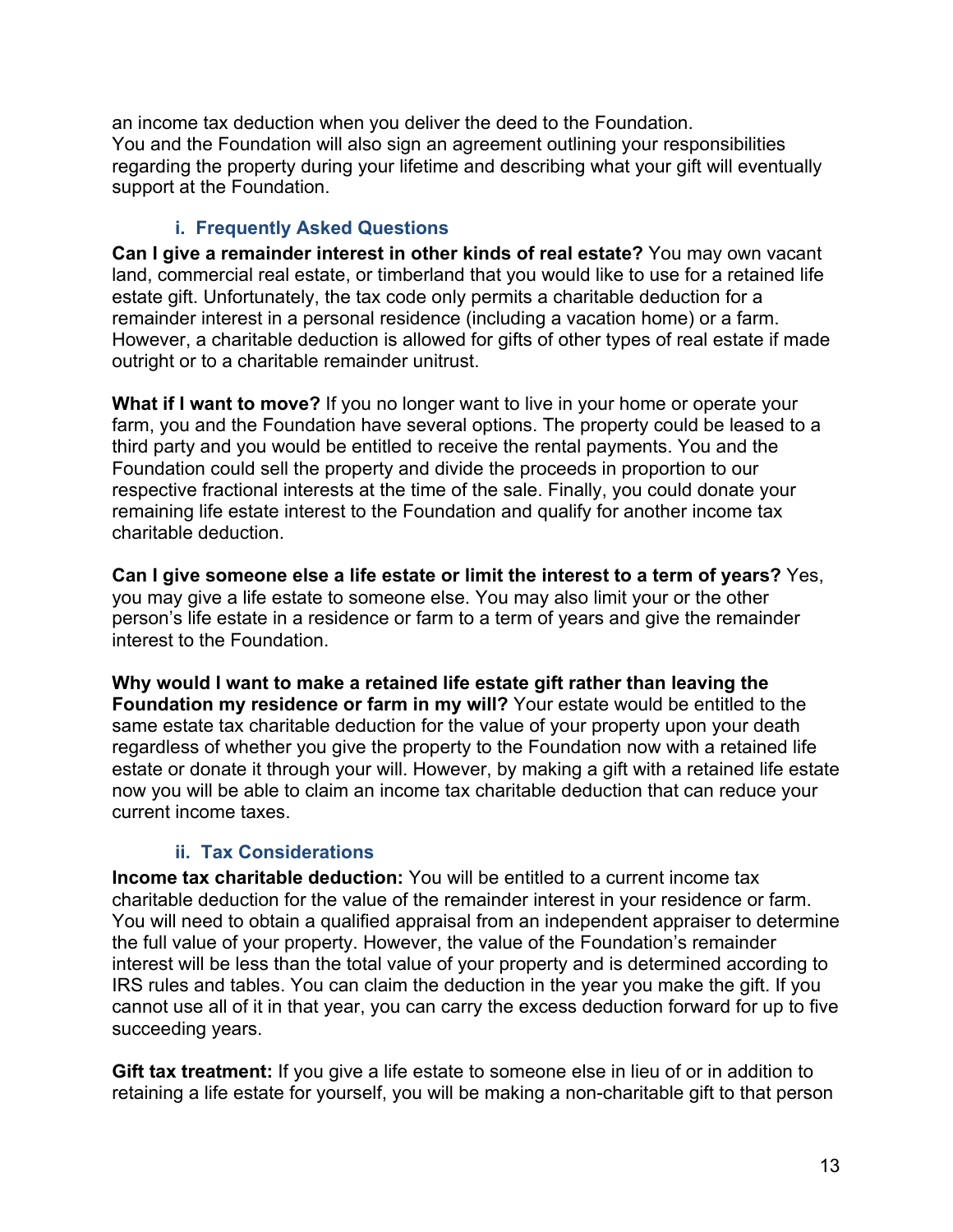an income tax deduction when you deliver the deed to the Foundation.
You and the Foundation will also sign an agreement outlining your responsibilities regarding the property during your lifetime and describing what your gift will eventually support at the Foundation.

#### i. Frequently Asked Questions

**Can I give a remainder interest in other kinds of real estate?** You may own vacant land, commercial real estate, or timberland that you would like to use for a retained life estate gift. Unfortunately, the tax code only permits a charitable deduction for a remainder interest in a personal residence (including a vacation home) or a farm. However, a charitable deduction is allowed for gifts of other types of real estate if made outright or to a charitable remainder unitrust.

**What if I want to move?** If you no longer want to live in your home or operate your farm, you and the Foundation have several options. The property could be leased to a third party and you would be entitled to receive the rental payments. You and the Foundation could sell the property and divide the proceeds in proportion to our respective fractional interests at the time of the sale. Finally, you could donate your remaining life estate interest to the Foundation and qualify for another income tax charitable deduction.

**Can I give someone else a life estate or limit the interest to a term of years?** Yes, you may give a life estate to someone else. You may also limit your or the other person's life estate in a residence or farm to a term of years and give the remainder interest to the Foundation.

**Why would I want to make a retained life estate gift rather than leaving the Foundation my residence or farm in my will?** Your estate would be entitled to the same estate tax charitable deduction for the value of your property upon your death regardless of whether you give the property to the Foundation now with a retained life estate or donate it through your will. However, by making a gift with a retained life estate now you will be able to claim an income tax charitable deduction that can reduce your current income taxes.

#### ii. Tax Considerations

**Income tax charitable deduction:** You will be entitled to a current income tax charitable deduction for the value of the remainder interest in your residence or farm. You will need to obtain a qualified appraisal from an independent appraiser to determine the full value of your property. However, the value of the Foundation's remainder interest will be less than the total value of your property and is determined according to IRS rules and tables. You can claim the deduction in the year you make the gift. If you cannot use all of it in that year, you can carry the excess deduction forward for up to five succeeding years.

**Gift tax treatment:** If you give a life estate to someone else in lieu of or in addition to retaining a life estate for yourself, you will be making a non-charitable gift to that person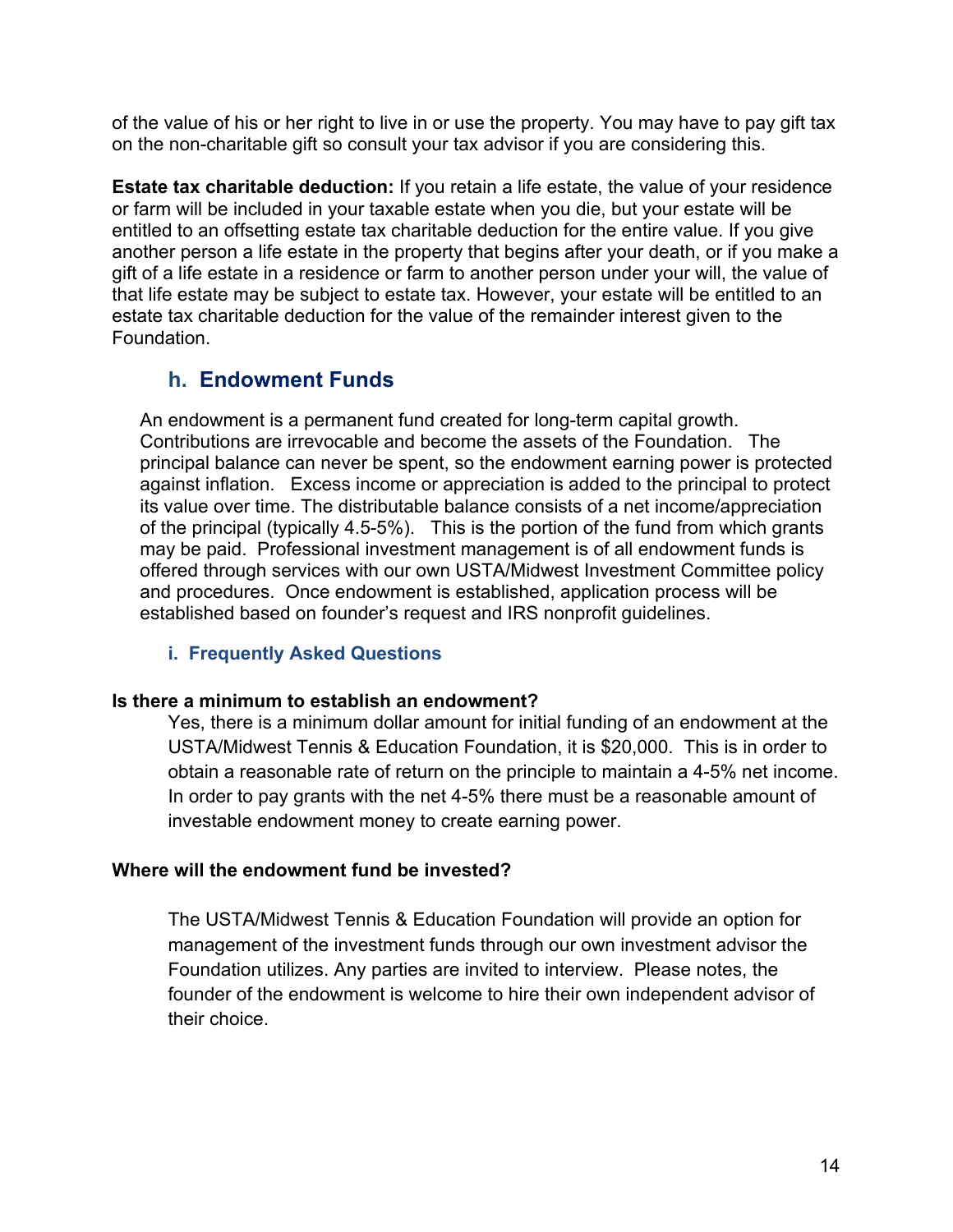of the value of his or her right to live in or use the property. You may have to pay gift tax on the non-charitable gift so consult your tax advisor if you are considering this.

**Estate tax charitable deduction:** If you retain a life estate, the value of your residence or farm will be included in your taxable estate when you die, but your estate will be entitled to an offsetting estate tax charitable deduction for the entire value. If you give another person a life estate in the property that begins after your death, or if you make a gift of a life estate in a residence or farm to another person under your will, the value of that life estate may be subject to estate tax. However, your estate will be entitled to an estate tax charitable deduction for the value of the remainder interest given to the Foundation.

## h. Endowment Funds

An endowment is a permanent fund created for long-term capital growth. Contributions are irrevocable and become the assets of the Foundation. The principal balance can never be spent, so the endowment earning power is protected against inflation. Excess income or appreciation is added to the principal to protect its value over time. The distributable balance consists of a net income/appreciation of the principal (typically 4.5-5%). This is the portion of the fund from which grants may be paid. Professional investment management is of all endowment funds is offered through services with our own USTA/Midwest Investment Committee policy and procedures. Once endowment is established, application process will be established based on founder's request and IRS nonprofit guidelines.

### i. Frequently Asked Questions

**Is there a minimum to establish an endowment?**

Yes, there is a minimum dollar amount for initial funding of an endowment at the USTA/Midwest Tennis & Education Foundation, it is $20,000. This is in order to obtain a reasonable rate of return on the principle to maintain a 4-5% net income. In order to pay grants with the net 4-5% there must be a reasonable amount of investable endowment money to create earning power.

**Where will the endowment fund be invested?**

The USTA/Midwest Tennis & Education Foundation will provide an option for management of the investment funds through our own investment advisor the Foundation utilizes. Any parties are invited to interview. Please notes, the founder of the endowment is welcome to hire their own independent advisor of their choice.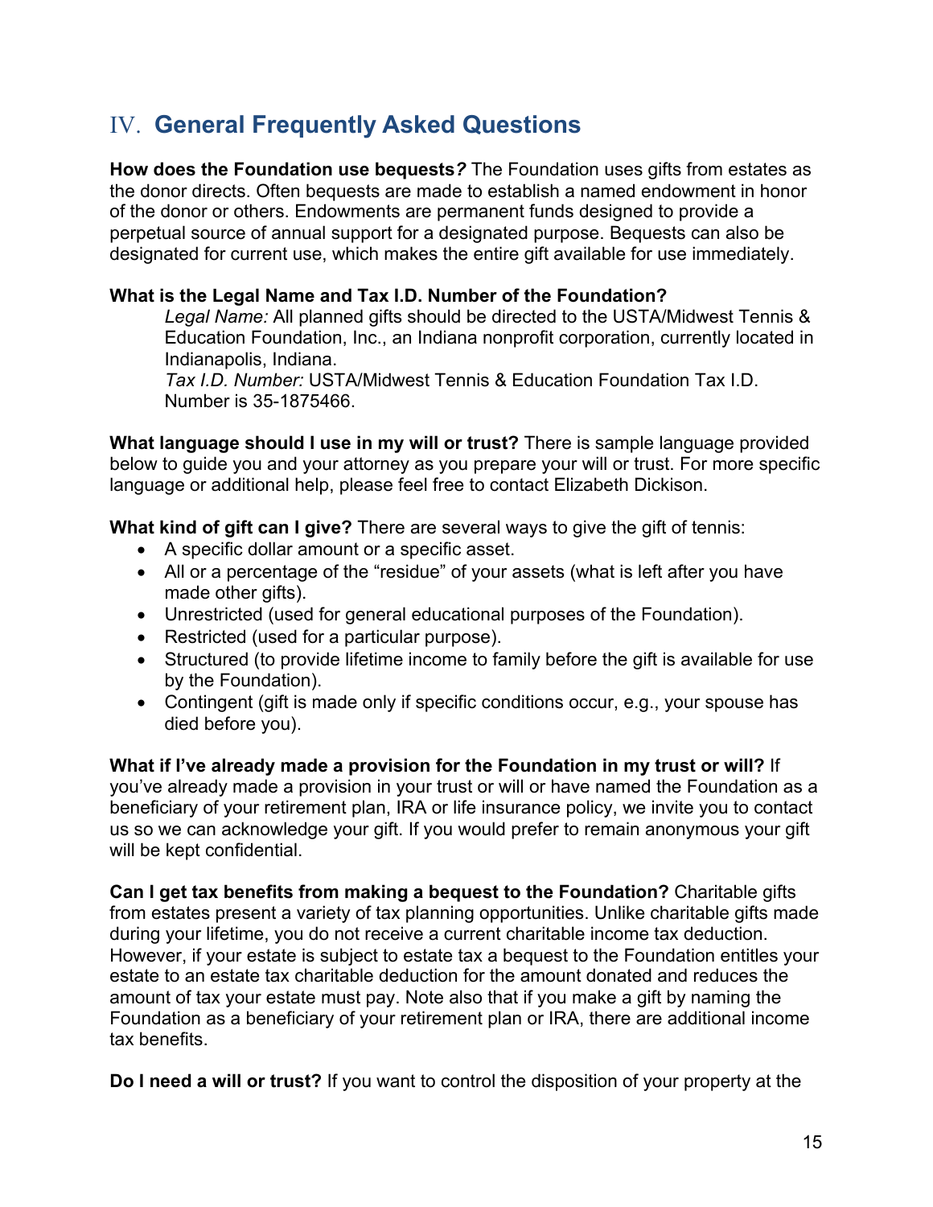## IV. General Frequently Asked Questions

**How does the Foundation use bequests?** The Foundation uses gifts from estates as the donor directs. Often bequests are made to establish a named endowment in honor of the donor or others. Endowments are permanent funds designed to provide a perpetual source of annual support for a designated purpose. Bequests can also be designated for current use, which makes the entire gift available for use immediately.

**What is the Legal Name and Tax I.D. Number of the Foundation?**

*Legal Name:* All planned gifts should be directed to the USTA/Midwest Tennis & Education Foundation, Inc., an Indiana nonprofit corporation, currently located in Indianapolis, Indiana.

*Tax I.D. Number:* USTA/Midwest Tennis & Education Foundation Tax I.D. Number is 35-1875466.

**What language should I use in my will or trust?** There is sample language provided below to guide you and your attorney as you prepare your will or trust. For more specific language or additional help, please feel free to contact Elizabeth Dickison.

**What kind of gift can I give?** There are several ways to give the gift of tennis:

- A specific dollar amount or a specific asset.
- All or a percentage of the "residue" of your assets (what is left after you have made other gifts).
- Unrestricted (used for general educational purposes of the Foundation).
- Restricted (used for a particular purpose).
- Structured (to provide lifetime income to family before the gift is available for use by the Foundation).
- Contingent (gift is made only if specific conditions occur, e.g., your spouse has died before you).

**What if I've already made a provision for the Foundation in my trust or will?** If you've already made a provision in your trust or will or have named the Foundation as a beneficiary of your retirement plan, IRA or life insurance policy, we invite you to contact us so we can acknowledge your gift. If you would prefer to remain anonymous your gift will be kept confidential.

**Can I get tax benefits from making a bequest to the Foundation?** Charitable gifts from estates present a variety of tax planning opportunities. Unlike charitable gifts made during your lifetime, you do not receive a current charitable income tax deduction. However, if your estate is subject to estate tax a bequest to the Foundation entitles your estate to an estate tax charitable deduction for the amount donated and reduces the amount of tax your estate must pay. Note also that if you make a gift by naming the Foundation as a beneficiary of your retirement plan or IRA, there are additional income tax benefits.

**Do I need a will or trust?** If you want to control the disposition of your property at the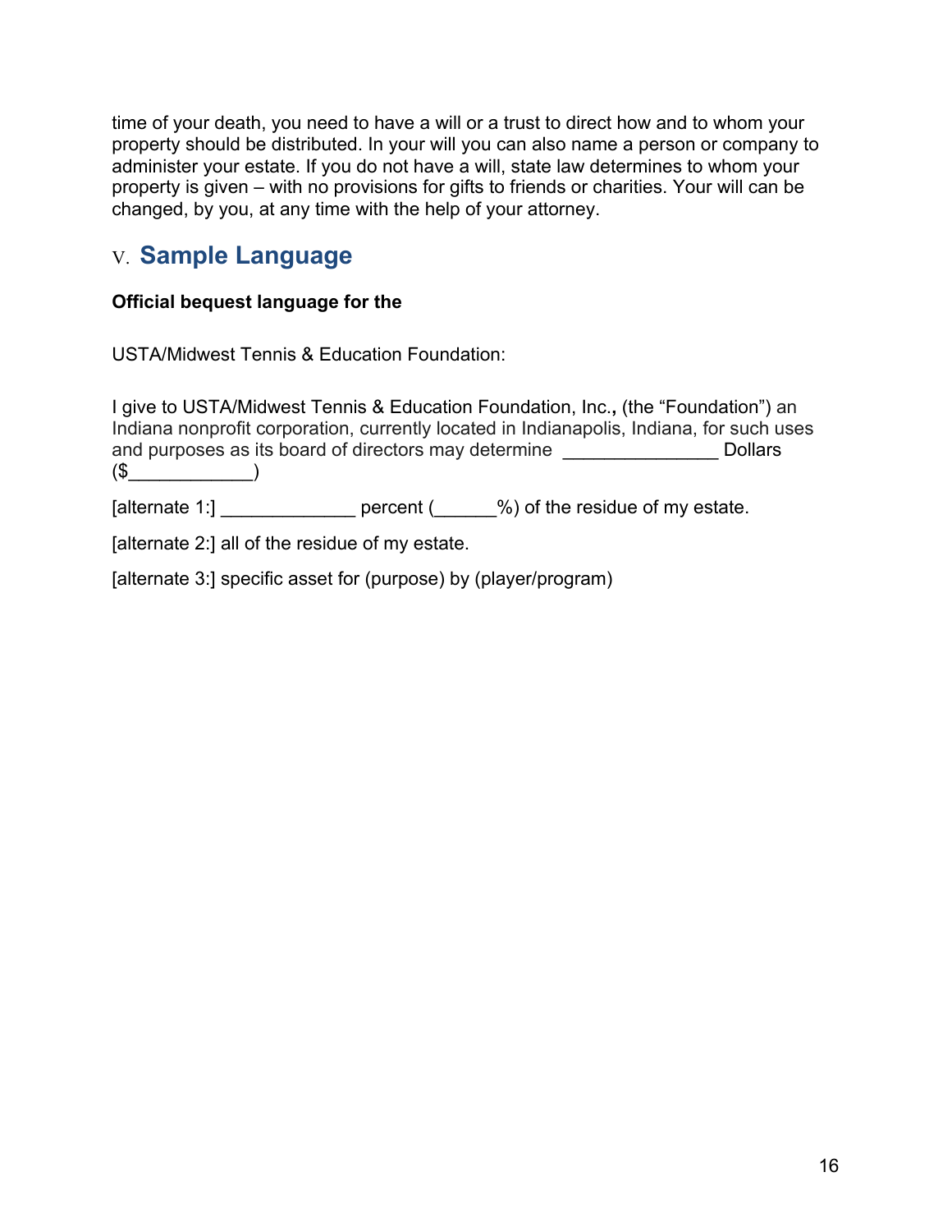time of your death, you need to have a will or a trust to direct how and to whom your property should be distributed. In your will you can also name a person or company to administer your estate. If you do not have a will, state law determines to whom your property is given – with no provisions for gifts to friends or charities. Your will can be changed, by you, at any time with the help of your attorney.

## V. Sample Language

**Official bequest language for the**

USTA/Midwest Tennis & Education Foundation:

I give to USTA/Midwest Tennis & Education Foundation, Inc.**,** (the "Foundation") an Indiana nonprofit corporation, currently located in Indianapolis, Indiana, for such uses and purposes as its board of directors may determine _______________ Dollars ($____________)

[alternate 1:] _____________ percent (______%) of the residue of my estate.

[alternate 2:] all of the residue of my estate.

[alternate 3:] specific asset for (purpose) by (player/program)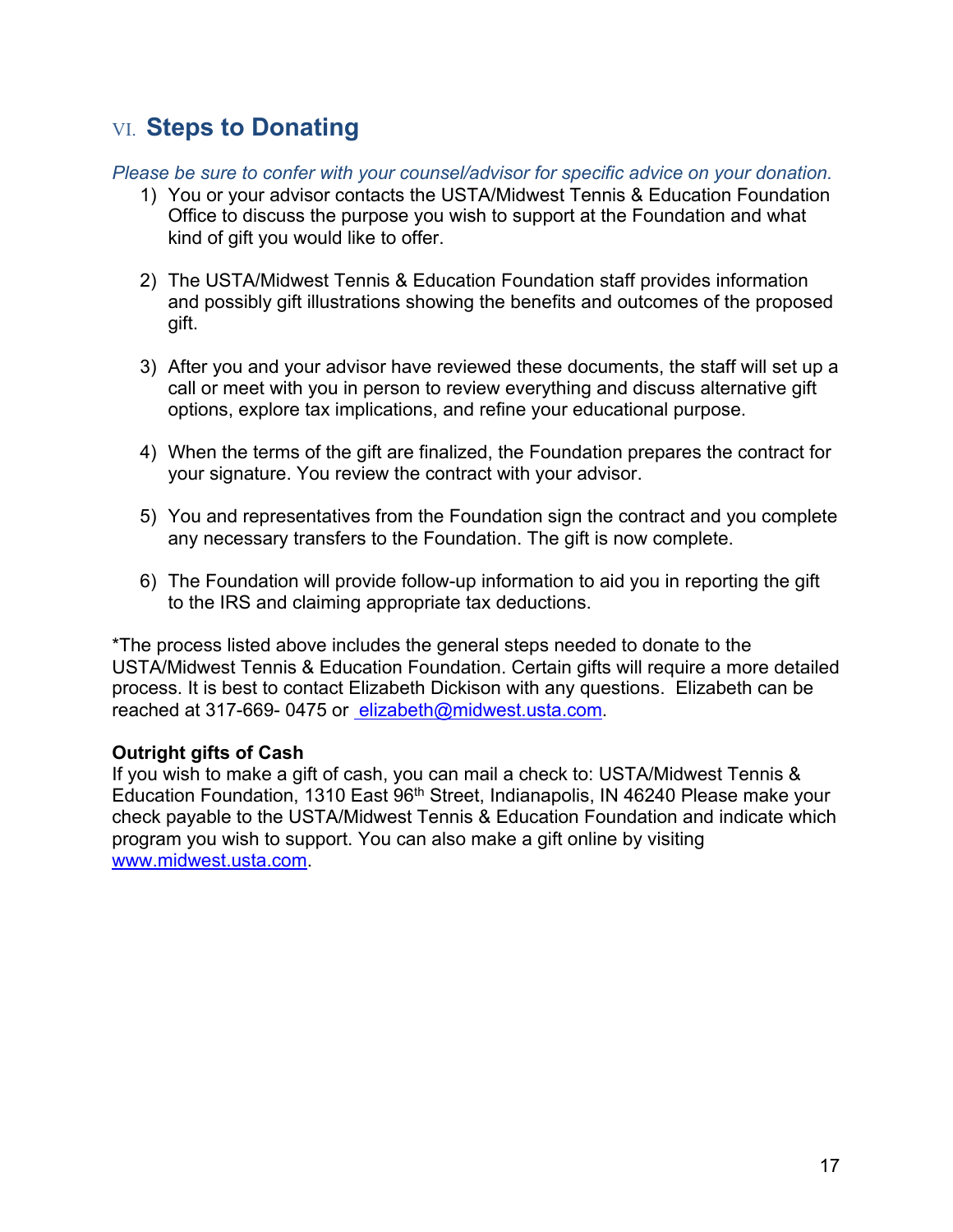## VI. Steps to Donating

*Please be sure to confer with your counsel/advisor for specific advice on your donation.*

1) You or your advisor contacts the USTA/Midwest Tennis & Education Foundation Office to discuss the purpose you wish to support at the Foundation and what kind of gift you would like to offer.

2) The USTA/Midwest Tennis & Education Foundation staff provides information and possibly gift illustrations showing the benefits and outcomes of the proposed gift.

3) After you and your advisor have reviewed these documents, the staff will set up a call or meet with you in person to review everything and discuss alternative gift options, explore tax implications, and refine your educational purpose.

4) When the terms of the gift are finalized, the Foundation prepares the contract for your signature. You review the contract with your advisor.

5) You and representatives from the Foundation sign the contract and you complete any necessary transfers to the Foundation. The gift is now complete.

6) The Foundation will provide follow-up information to aid you in reporting the gift to the IRS and claiming appropriate tax deductions.

*The process listed above includes the general steps needed to donate to the USTA/Midwest Tennis & Education Foundation. Certain gifts will require a more detailed process. It is best to contact Elizabeth Dickison with any questions. Elizabeth can be reached at 317-669- 0475 or elizabeth@midwest.usta.com.

**Outright gifts of Cash**

If you wish to make a gift of cash, you can mail a check to: USTA/Midwest Tennis & Education Foundation, 1310 East 96th Street, Indianapolis, IN 46240 Please make your check payable to the USTA/Midwest Tennis & Education Foundation and indicate which program you wish to support. You can also make a gift online by visiting www.midwest.usta.com.